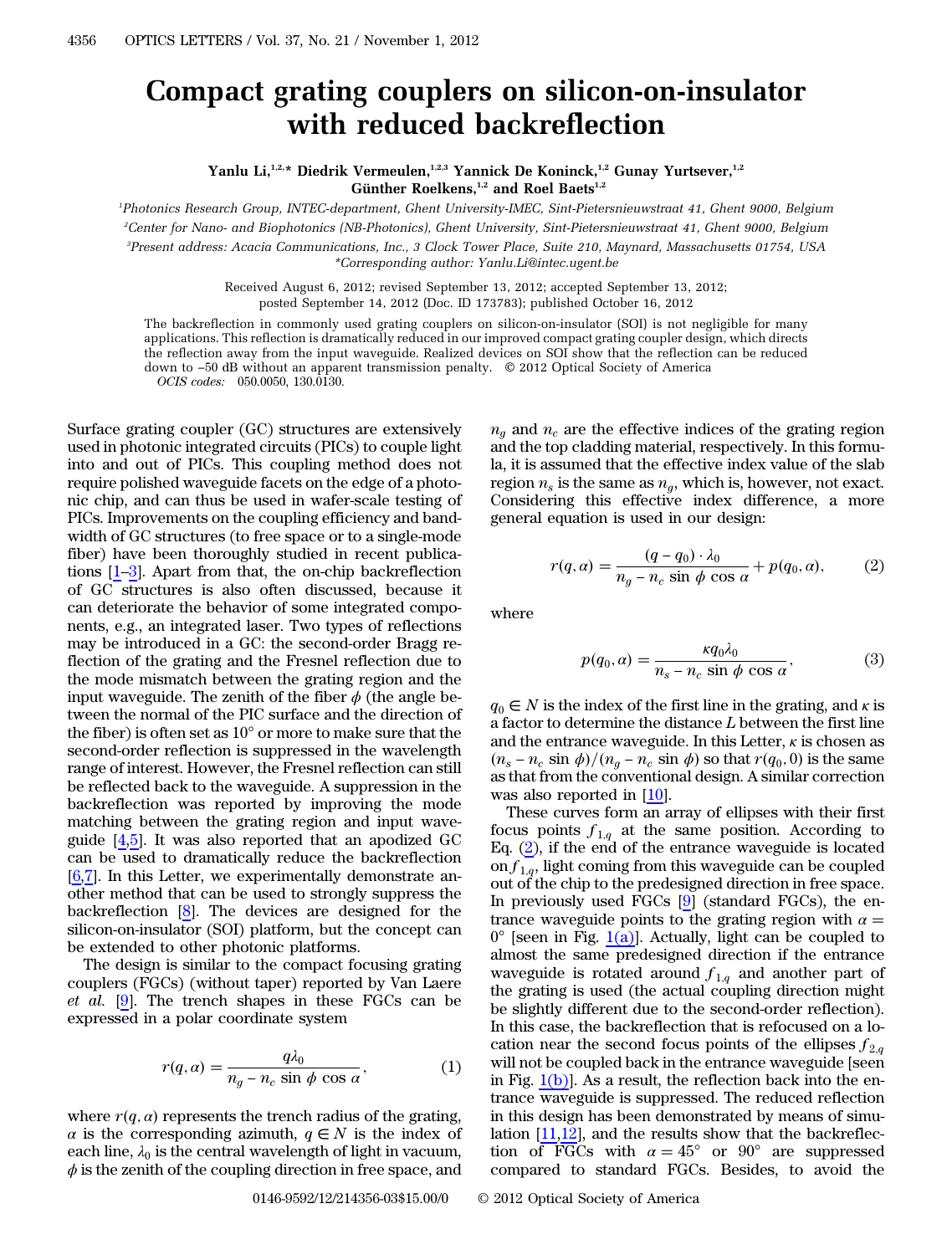# Compact grating couplers on silicon-on-insulator with reduced backreflection

**Yanlu Li,[1,2,*] Diedrik Vermeulen,[1,2,3] Yannick De Koninck,[1,2] Gunay Yurtsever,[1,2] Günther Roelkens,[1,2] and Roel Baets[1,2]**

[1]Photonics Research Group, INTEC-department, Ghent University-IMEC, Sint-Pietersnieuwstraat 41, Ghent 9000, Belgium

[2]Center for Nano- and Biophotonics (NB-Photonics), Ghent University, Sint-Pietersnieuwstraat 41, Ghent 9000, Belgium

[3]Present address: Acacia Communications, Inc., 3 Clock Tower Place, Suite 210, Maynard, Massachusetts 01754, USA

*Corresponding author: Yanlu.Li@intec.ugent.be

Received August 6, 2012; revised September 13, 2012; accepted September 13, 2012; posted September 14, 2012 (Doc. ID 173783); published October 16, 2012

The backreflection in commonly used grating couplers on silicon-on-insulator (SOI) is not negligible for many applications. This reflection is dramatically reduced in our improved compact grating coupler design, which directs the reflection away from the input waveguide. Realized devices on SOI show that the reflection can be reduced down to −50 dB without an apparent transmission penalty. © 2012 Optical Society of America

*OCIS codes:* 050.0050, 130.0130.

Surface grating coupler (GC) structures are extensively used in photonic integrated circuits (PICs) to couple light into and out of PICs. This coupling method does not require polished waveguide facets on the edge of a photonic chip, and can thus be used in wafer-scale testing of PICs. Improvements on the coupling efficiency and bandwidth of GC structures (to free space or to a single-mode fiber) have been thoroughly studied in recent publications [1–3]. Apart from that, the on-chip backreflection of GC structures is also often discussed, because it can deteriorate the behavior of some integrated components, e.g., an integrated laser. Two types of reflections may be introduced in a GC: the second-order Bragg reflection of the grating and the Fresnel reflection due to the mode mismatch between the grating region and the input waveguide. The zenith of the fiber $\phi$ (the angle between the normal of the PIC surface and the direction of the fiber) is often set as $10^\circ$ or more to make sure that the second-order reflection is suppressed in the wavelength range of interest. However, the Fresnel reflection can still be reflected back to the waveguide. A suppression in the backreflection was reported by improving the mode matching between the grating region and input waveguide [4,5]. It was also reported that an apodized GC can be used to dramatically reduce the backreflection [6,7]. In this Letter, we experimentally demonstrate another method that can be used to strongly suppress the backreflection [8]. The devices are designed for the silicon-on-insulator (SOI) platform, but the concept can be extended to other photonic platforms.

The design is similar to the compact focusing grating couplers (FGCs) (without taper) reported by Van Laere *et al.* [9]. The trench shapes in these FGCs can be expressed in a polar coordinate system

$$r(q,\alpha) = \frac{q\lambda_0}{n_g - n_c \sin\phi \cos\alpha}, \tag{1}$$

where $r(q,\alpha)$ represents the trench radius of the grating, $\alpha$ is the corresponding azimuth, $q \in N$ is the index of each line, $\lambda_0$ is the central wavelength of light in vacuum, $\phi$ is the zenith of the coupling direction in free space, and $n_g$ and $n_c$ are the effective indices of the grating region and the top cladding material, respectively. In this formula, it is assumed that the effective index value of the slab region $n_s$ is the same as $n_g$, which is, however, not exact. Considering this effective index difference, a more general equation is used in our design:

$$r(q,\alpha) = \frac{(q - q_0)\cdot\lambda_0}{n_g - n_c \sin\phi \cos\alpha} + p(q_0,\alpha), \tag{2}$$

where

$$p(q_0,\alpha) = \frac{\kappa q_0 \lambda_0}{n_s - n_c \sin\phi \cos\alpha}, \tag{3}$$

$q_0 \in N$ is the index of the first line in the grating, and $\kappa$ is a factor to determine the distance $L$ between the first line and the entrance waveguide. In this Letter, $\kappa$ is chosen as $(n_s - n_c \sin\phi)/(n_g - n_c \sin\phi)$ so that $r(q_0, 0)$ is the same as that from the conventional design. A similar correction was also reported in [10].

These curves form an array of ellipses with their first focus points $f_{1,q}$ at the same position. According to Eq. (2), if the end of the entrance waveguide is located on $f_{1,q}$, light coming from this waveguide can be coupled out of the chip to the predesigned direction in free space. In previously used FGCs [9] (standard FGCs), the entrance waveguide points to the grating region with $\alpha = 0^\circ$ [seen in Fig. 1(a)]. Actually, light can be coupled to almost the same predesigned direction if the entrance waveguide is rotated around $f_{1,q}$ and another part of the grating is used (the actual coupling direction might be slightly different due to the second-order reflection). In this case, the backreflection that is refocused on a location near the second focus points of the ellipses $f_{2,q}$ will not be coupled back in the entrance waveguide [seen in Fig. 1(b)]. As a result, the reflection back into the entrance waveguide is suppressed. The reduced reflection in this design has been demonstrated by means of simulation [11,12], and the results show that the backreflection of FGCs with $\alpha = 45^\circ$ or $90^\circ$ are suppressed compared to standard FGCs. Besides, to avoid the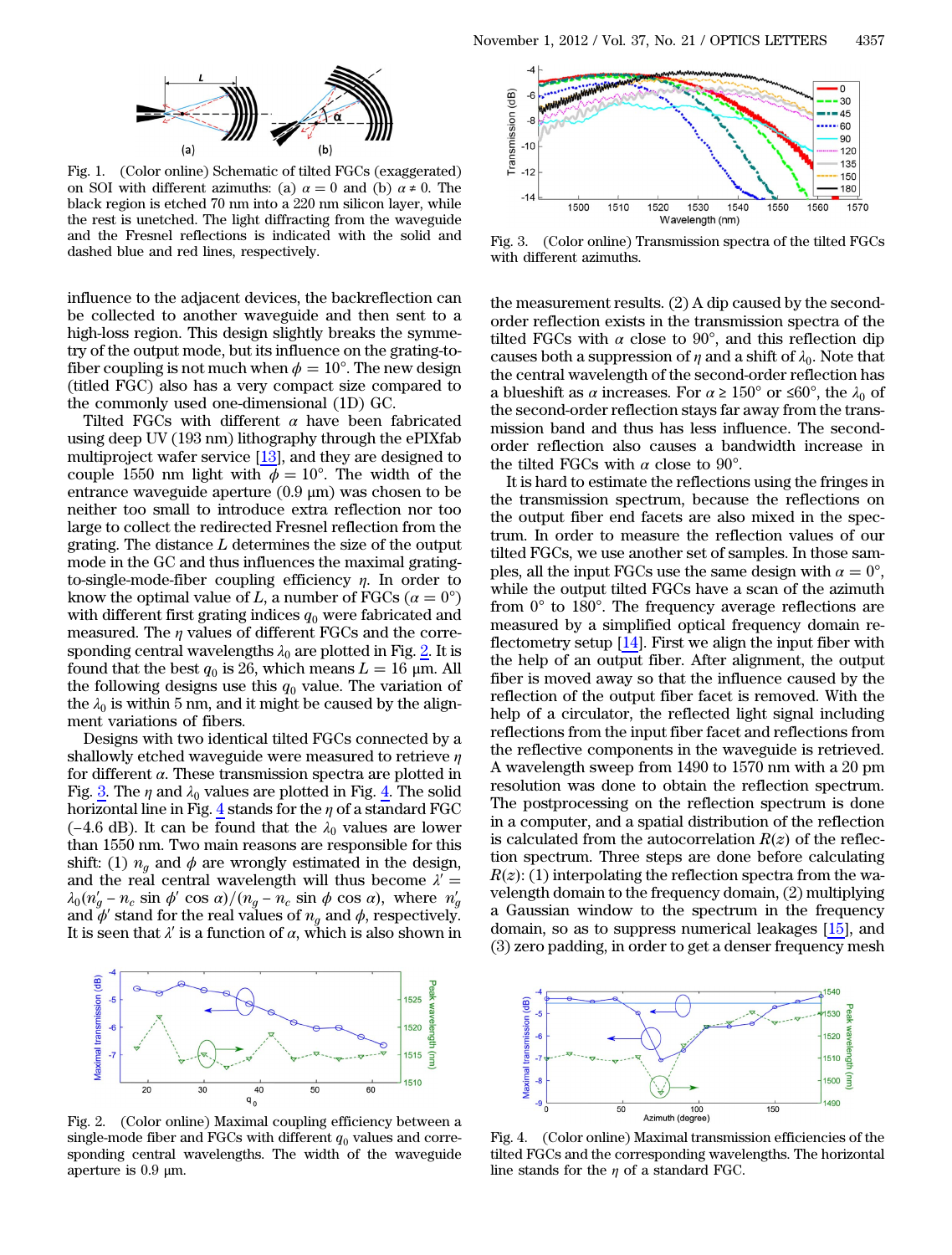Fig. 1. (Color online) Schematic of tilted FGCs (exaggerated) on SOI with different azimuths: (a) $\alpha = 0$ and (b) $\alpha \neq 0$. The black region is etched 70 nm into a 220 nm silicon layer, while the rest is unetched. The light diffracting from the waveguide and the Fresnel reflections is indicated with the solid and dashed blue and red lines, respectively.

influence to the adjacent devices, the backreflection can be collected to another waveguide and then sent to a high-loss region. This design slightly breaks the symmetry of the output mode, but its influence on the grating-to-fiber coupling is not much when $\phi = 10°$. The new design (titled FGC) also has a very compact size compared to the commonly used one-dimensional (1D) GC.

Tilted FGCs with different $\alpha$ have been fabricated using deep UV (193 nm) lithography through the ePIXfab multiproject wafer service [13], and they are designed to couple 1550 nm light with $\phi = 10°$. The width of the entrance waveguide aperture (0.9 μm) was chosen to be neither too small to introduce extra reflection nor too large to collect the redirected Fresnel reflection from the grating. The distance $L$ determines the size of the output mode in the GC and thus influences the maximal grating-to-single-mode-fiber coupling efficiency $\eta$. In order to know the optimal value of $L$, a number of FGCs ($\alpha = 0°$) with different first grating indices $q_0$ were fabricated and measured. The $\eta$ values of different FGCs and the corresponding central wavelengths $\lambda_0$ are plotted in Fig. 2. It is found that the best $q_0$ is 26, which means $L = 16$ μm. All the following designs use this $q_0$ value. The variation of the $\lambda_0$ is within 5 nm, and it might be caused by the alignment variations of fibers.

Designs with two identical tilted FGCs connected by a shallowly etched waveguide were measured to retrieve $\eta$ for different $\alpha$. These transmission spectra are plotted in Fig. 3. The $\eta$ and $\lambda_0$ values are plotted in Fig. 4. The solid horizontal line in Fig. 4 stands for the $\eta$ of a standard FGC (−4.6 dB). It can be found that the $\lambda_0$ values are lower than 1550 nm. Two main reasons are responsible for this shift: (1) $n_g$ and $\phi$ are wrongly estimated in the design, and the real central wavelength will thus become $\lambda' = \lambda_0(n_g' - n_c \sin\phi' \cos\alpha)/(n_g - n_c \sin\phi \cos\alpha)$, where $n_g'$ and $\phi'$ stand for the real values of $n_g$ and $\phi$, respectively. It is seen that $\lambda'$ is a function of $\alpha$, which is also shown in the measurement results. (2) A dip caused by the second-order reflection exists in the transmission spectra of the tilted FGCs with $\alpha$ close to 90°, and this reflection dip causes both a suppression of $\eta$ and a shift of $\lambda_0$. Note that the central wavelength of the second-order reflection has a blueshift as $\alpha$ increases. For $\alpha \geq 150°$ or $\leq 60°$, the $\lambda_0$ of the second-order reflection stays far away from the transmission band and thus has less influence. The second-order reflection also causes a bandwidth increase in the tilted FGCs with $\alpha$ close to 90°.

Fig. 2. (Color online) Maximal coupling efficiency between a single-mode fiber and FGCs with different $q_0$ values and corresponding central wavelengths. The width of the waveguide aperture is 0.9 μm.

Fig. 3. (Color online) Transmission spectra of the tilted FGCs with different azimuths.

It is hard to estimate the reflections using the fringes in the transmission spectrum, because the reflections on the output fiber end facets are also mixed in the spectrum. In order to measure the reflection values of our tilted FGCs, we use another set of samples. In those samples, all the input FGCs use the same design with $\alpha = 0°$, while the output tilted FGCs have a scan of the azimuth from 0° to 180°. The frequency average reflections are measured by a simplified optical frequency domain reflectometry setup [14]. First we align the input fiber with the help of an output fiber. After alignment, the output fiber is moved away so that the influence caused by the reflection of the output fiber facet is removed. With the help of a circulator, the reflected light signal including reflections from the input fiber facet and reflections from the reflective components in the waveguide is retrieved. A wavelength sweep from 1490 to 1570 nm with a 20 pm resolution was done to obtain the reflection spectrum. The postprocessing on the reflection spectrum is done in a computer, and a spatial distribution of the reflection is calculated from the autocorrelation $R(z)$ of the reflection spectrum. Three steps are done before calculating $R(z)$: (1) interpolating the reflection spectra from the wavelength domain to the frequency domain, (2) multiplying a Gaussian window to the spectrum in the frequency domain, so as to suppress numerical leakages [15], and (3) zero padding, in order to get a denser frequency mesh

Fig. 4. (Color online) Maximal transmission efficiencies of the tilted FGCs and the corresponding wavelengths. The horizontal line stands for the $\eta$ of a standard FGC.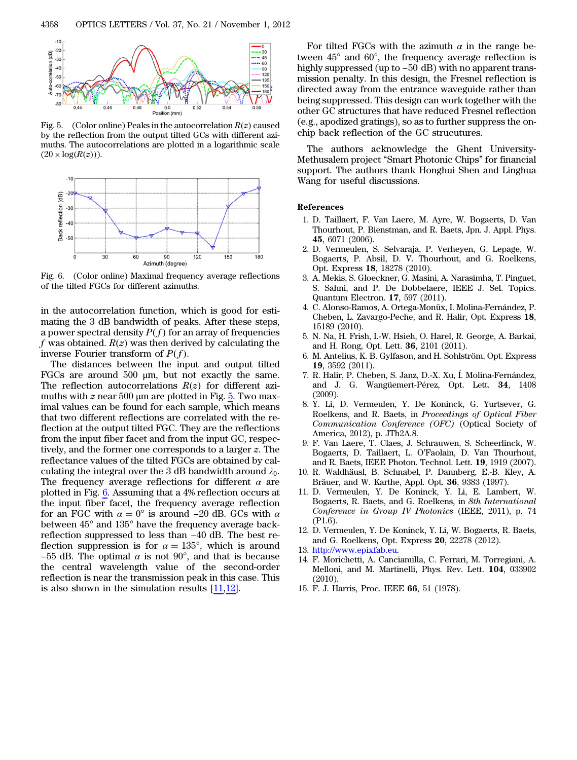-10
-20
-30
-40
-50
-60
-70
-80
Auto-correlation (dB)
0.44 0.46 0.48 0.5 0.52 0.54 0.56
Position (mm)
0
30
45
60
90
120
135
150
180

Fig. 5. (Color online) Peaks in the autocorrelation $R(z)$ caused by the reflection from the output tilted GCs with different azimuths. The autocorrelations are plotted in a logarithmic scale $(20 \times \log(R(z)))$.

-10
-20
-30
-40
-50
Back reflection (dB)
0 30 60 90 120 150 180
Azimuth (degree)

Fig. 6. (Color online) Maximal frequency average reflections of the tilted FGCs for different azimuths.

in the autocorrelation function, which is good for estimating the 3 dB bandwidth of peaks. After these steps, a power spectral density $P(f)$ for an array of frequencies $f$ was obtained. $R(z)$ was then derived by calculating the inverse Fourier transform of $P(f)$.

The distances between the input and output tilted FGCs are around 500 μm, but not exactly the same. The reflection autocorrelations $R(z)$ for different azimuths with $z$ near 500 μm are plotted in Fig. 5. Two maximal values can be found for each sample, which means that two different reflections are correlated with the reflection at the output tilted FGC. They are the reflections from the input fiber facet and from the input GC, respectively, and the former one corresponds to a larger $z$. The reflectance values of the tilted FGCs are obtained by calculating the integral over the 3 dB bandwidth around $\lambda_0$. The frequency average reflections for different $\alpha$ are plotted in Fig. 6. Assuming that a 4% reflection occurs at the input fiber facet, the frequency average reflection for an FGC with $\alpha = 0°$ is around −20 dB. GCs with $\alpha$ between 45° and 135° have the frequency average back-reflection suppressed to less than −40 dB. The best reflection suppression is for $\alpha = 135°$, which is around −55 dB. The optimal $\alpha$ is not 90°, and that is because the central wavelength value of the second-order reflection is near the transmission peak in this case. This is also shown in the simulation results [11,12].

For tilted FGCs with the azimuth $\alpha$ in the range between 45° and 60°, the frequency average reflection is highly suppressed (up to −50 dB) with no apparent transmission penalty. In this design, the Fresnel reflection is directed away from the entrance waveguide rather than being suppressed. This design can work together with the other GC structures that have reduced Fresnel reflection (e.g., apodized gratings), so as to further suppress the on-chip back reflection of the GC strucutures.

The authors acknowledge the Ghent University-Methusalem project "Smart Photonic Chips" for financial support. The authors thank Honghui Shen and Linghua Wang for useful discussions.

## References

1. D. Taillaert, F. Van Laere, M. Ayre, W. Bogaerts, D. Van Thourhout, P. Bienstman, and R. Baets, Jpn. J. Appl. Phys. **45**, 6071 (2006).
2. D. Vermeulen, S. Selvaraja, P. Verheyen, G. Lepage, W. Bogaerts, P. Absil, D. V. Thourhout, and G. Roelkens, Opt. Express **18**, 18278 (2010).
3. A. Mekis, S. Gloeckner, G. Masini, A. Narasimha, T. Pinguet, S. Sahni, and P. De Dobbelaere, IEEE J. Sel. Topics. Quantum Electron. **17**, 597 (2011).
4. C. Alonso-Ramos, A. Ortega-Monũx, I. Molina-Fernández, P. Cheben, L. Zavargo-Peche, and R. Halir, Opt. Express **18**, 15189 (2010).
5. N. Na, H. Frish, I.-W. Hsieh, O. Harel, R. George, A. Barkai, and H. Rong, Opt. Lett. **36**, 2101 (2011).
6. M. Antelius, K. B. Gylfason, and H. Sohlström, Opt. Express **19**, 3592 (2011).
7. R. Halir, P. Cheben, S. Janz, D.-X. Xu, Í. Molina-Fernández, and J. G. Wangüemert-Pérez, Opt. Lett. **34**, 1408 (2009).
8. Y. Li, D. Vermeulen, Y. De Koninck, G. Yurtsever, G. Roelkens, and R. Baets, in *Proceedings of Optical Fiber Communication Conference (OFC)* (Optical Society of America, 2012), p. JTh2A.8.
9. F. Van Laere, T. Claes, J. Schrauwen, S. Scheerlinck, W. Bogaerts, D. Taillaert, L. O'Faolain, D. Van Thourhout, and R. Baets, IEEE Photon. Technol. Lett. **19**, 1919 (2007).
10. R. Waldhäusl, B. Schnabel, P. Dannberg, E.-B. Kley, A. Bräuer, and W. Karthe, Appl. Opt. **36**, 9383 (1997).
11. D. Vermeulen, Y. De Koninck, Y. Li, E. Lambert, W. Bogaerts, R. Baets, and G. Roelkens, in *8th International Conference in Group IV Photonics* (IEEE, 2011), p. 74 (P1.6).
12. D. Vermeulen, Y. De Koninck, Y. Li, W. Bogaerts, R. Baets, and G. Roelkens, Opt. Express **20**, 22278 (2012).
13. http://www.epixfab.eu.
14. F. Morichetti, A. Canciamilla, C. Ferrari, M. Torregiani, A. Melloni, and M. Martinelli, Phys. Rev. Lett. **104**, 033902 (2010).
15. F. J. Harris, Proc. IEEE **66**, 51 (1978).